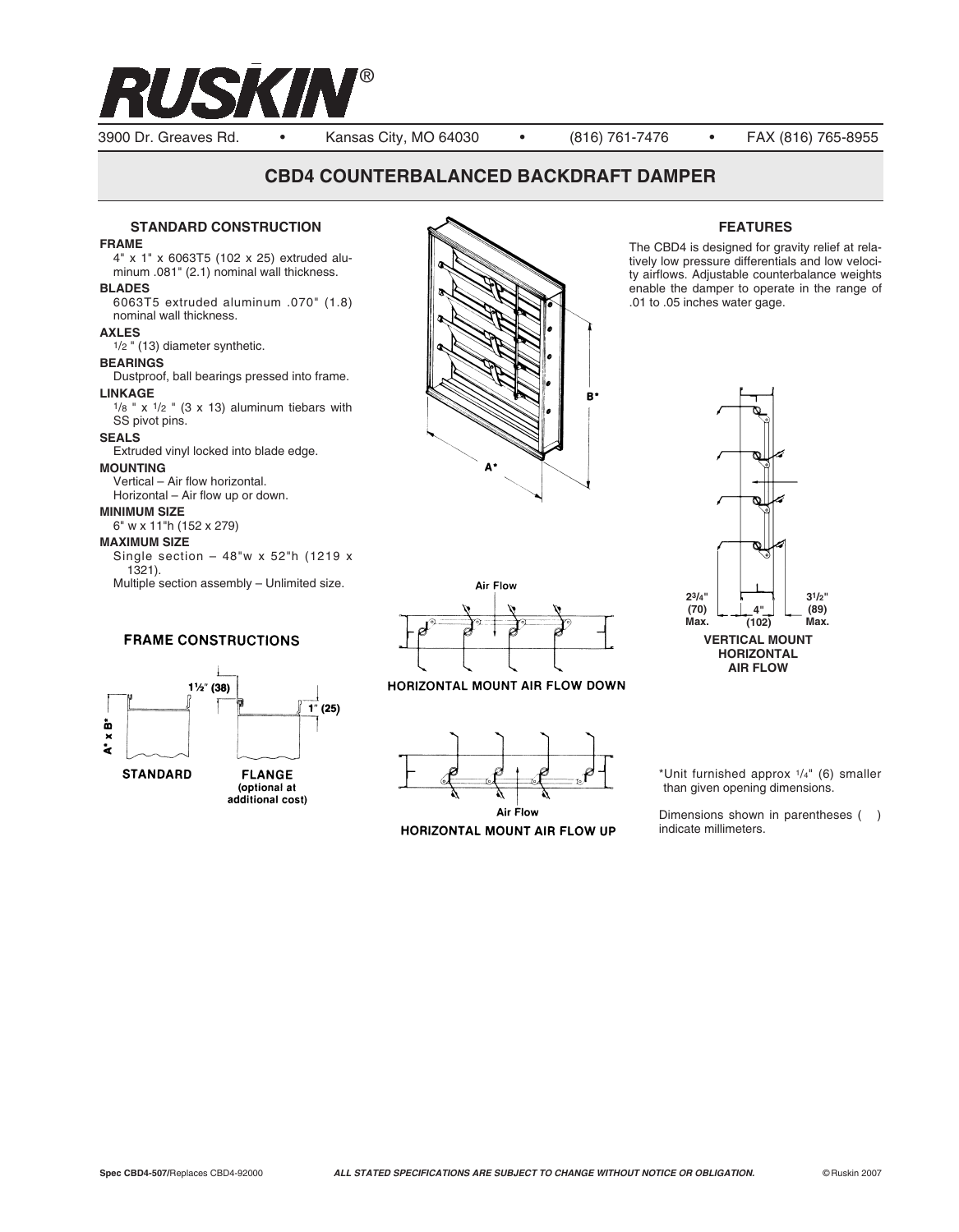# RUSKIN®

3900 Dr. Greaves Rd. • Kansas City, MO 64030 • (816) 761-7476 • FAX (816) 765-8955

## CBD4 COUNTERBALANCED BACKDRAFT DAMPER

### STANDARD CONSTRUCTION

**FRAME**
4" x 1" x 6063T5 (102 x 25) extruded aluminum .081" (2.1) nominal wall thickness.

**BLADES**
6063T5 extruded aluminum .070" (1.8) nominal wall thickness.

**AXLES**
1/2 " (13) diameter synthetic.

**BEARINGS**
Dustproof, ball bearings pressed into frame.

**LINKAGE**
1/8 " x 1/2 " (3 x 13) aluminum tiebars with SS pivot pins.

**SEALS**
Extruded vinyl locked into blade edge.

**MOUNTING**
Vertical – Air flow horizontal.
Horizontal – Air flow up or down.

**MINIMUM SIZE**
6" w x 11"h (152 x 279)

**MAXIMUM SIZE**
Single section – 48"w x 52"h (1219 x 1321).
Multiple section assembly – Unlimited size.

### FRAME CONSTRUCTIONS

A* x B*

1½" (38)

1" (25)

STANDARD

FLANGE (optional at additional cost)

A*

B*

Air Flow

HORIZONTAL MOUNT AIR FLOW DOWN

Air Flow

HORIZONTAL MOUNT AIR FLOW UP

### FEATURES

The CBD4 is designed for gravity relief at relatively low pressure differentials and low velocity airflows. Adjustable counterbalance weights enable the damper to operate in the range of .01 to .05 inches water gage.

2¾" (70) Max.

4" (102)

3½" (89) Max.

VERTICAL MOUNT HORIZONTAL AIR FLOW

*Unit furnished approx 1/4" (6) smaller than given opening dimensions.

Dimensions shown in parentheses ( ) indicate millimeters.

Spec CBD4-507/Replaces CBD4-92000

*ALL STATED SPECIFICATIONS ARE SUBJECT TO CHANGE WITHOUT NOTICE OR OBLIGATION.*

©Ruskin 2007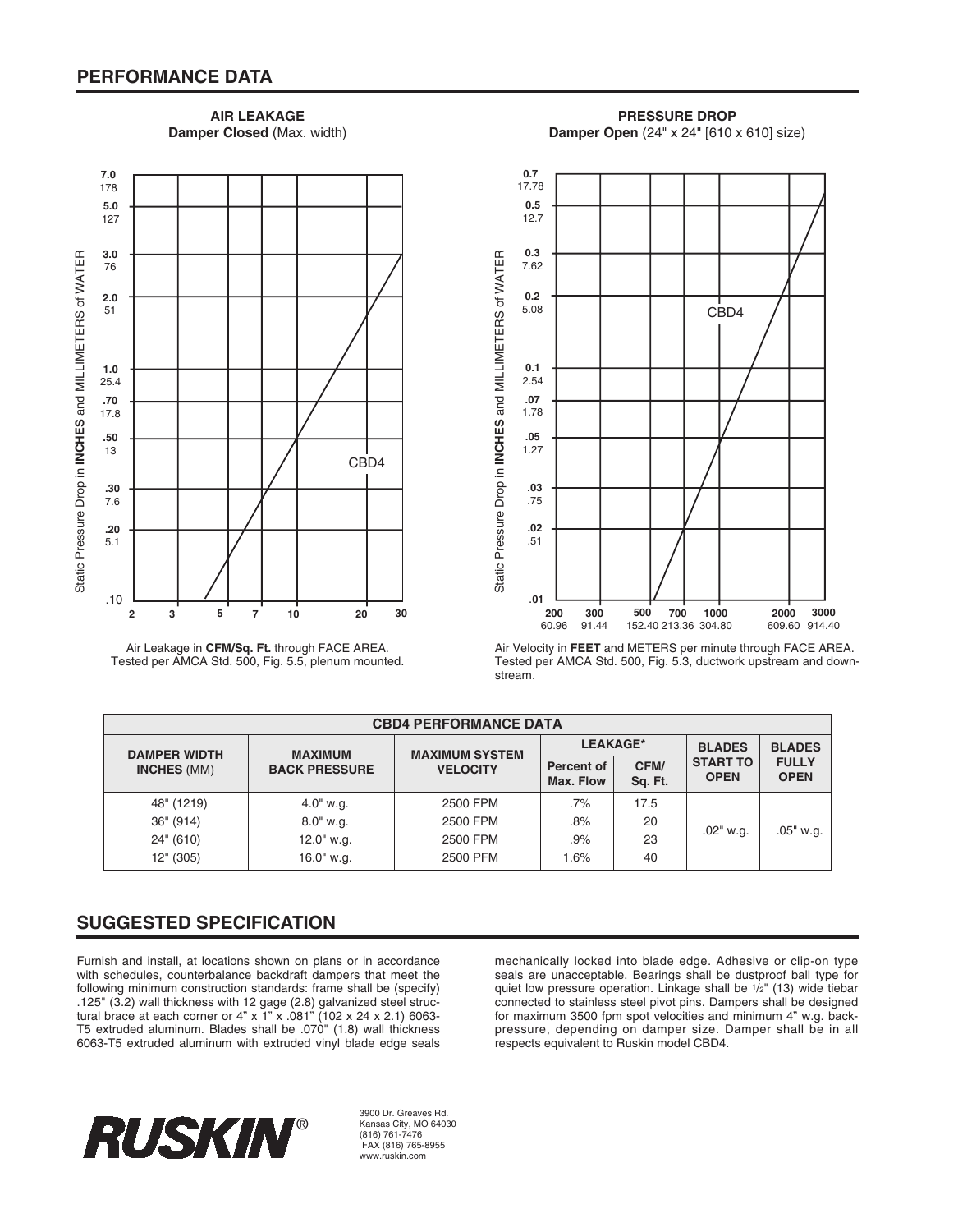## PERFORMANCE DATA

**AIR LEAKAGE**
**Damper Closed** (Max. width)

7.0
178
5.0
127
3.0
76
2.0
51
1.0
25.4
.70
17.8
.50
13
.30
7.6
.20
5.1
.10

Static Pressure Drop in **INCHES** and MILLIMETERS of WATER

CBD4

2 3 5 7 10 20 30

Air Leakage in **CFM/Sq. Ft.** through FACE AREA.
Tested per AMCA Std. 500, Fig. 5.5, plenum mounted.

**PRESSURE DROP**
**Damper Open** (24" x 24" [610 x 610] size)

0.7
17.78
0.5
12.7
0.3
7.62
0.2
5.08
0.1
2.54
.07
1.78
.05
1.27
.03
.75
.02
.51
.01

Static Pressure Drop in **INCHES** and MILLIMETERS of WATER

CBD4

200 300 500 700 1000 2000 3000
60.96 91.44 152.40 213.36 304.80 609.60 914.40

Air Velocity in **FEET** and METERS per minute through FACE AREA.
Tested per AMCA Std. 500, Fig. 5.3, ductwork upstream and downstream.

| CBD4 PERFORMANCE DATA | | | | | | |
|---|---|---|---|---|---|---|
| **DAMPER WIDTH INCHES** (MM) | **MAXIMUM BACK PRESSURE** | **MAXIMUM SYSTEM VELOCITY** | **LEAKAGE*** | | **BLADES START TO OPEN** | **BLADES FULLY OPEN** |
| | | | **Percent of Max. Flow** | **CFM/ Sq. Ft.** | | |
| 48" (1219) | 4.0" w.g. | 2500 FPM | .7% | 17.5 | .02" w.g. | .05" w.g. |
| 36" (914) | 8.0" w.g. | 2500 FPM | .8% | 20 | | |
| 24" (610) | 12.0" w.g. | 2500 FPM | .9% | 23 | | |
| 12" (305) | 16.0" w.g. | 2500 PFM | 1.6% | 40 | | |

## SUGGESTED SPECIFICATION

Furnish and install, at locations shown on plans or in accordance with schedules, counterbalance backdraft dampers that meet the following minimum construction standards: frame shall be (specify) .125" (3.2) wall thickness with 12 gage (2.8) galvanized steel structural brace at each corner or 4" x 1" x .081" (102 x 24 x 2.1) 6063-T5 extruded aluminum. Blades shall be .070" (1.8) wall thickness 6063-T5 extruded aluminum with extruded vinyl blade edge seals mechanically locked into blade edge. Adhesive or clip-on type seals are unacceptable. Bearings shall be dustproof ball type for quiet low pressure operation. Linkage shall be 1/2" (13) wide tiebar connected to stainless steel pivot pins. Dampers shall be designed for maximum 3500 fpm spot velocities and minimum 4" w.g. back-pressure, depending on damper size. Damper shall be in all respects equivalent to Ruskin model CBD4.

**RUSKIN®**

3900 Dr. Greaves Rd.
Kansas City, MO 64030
(816) 761-7476
FAX (816) 765-8955
www.ruskin.com